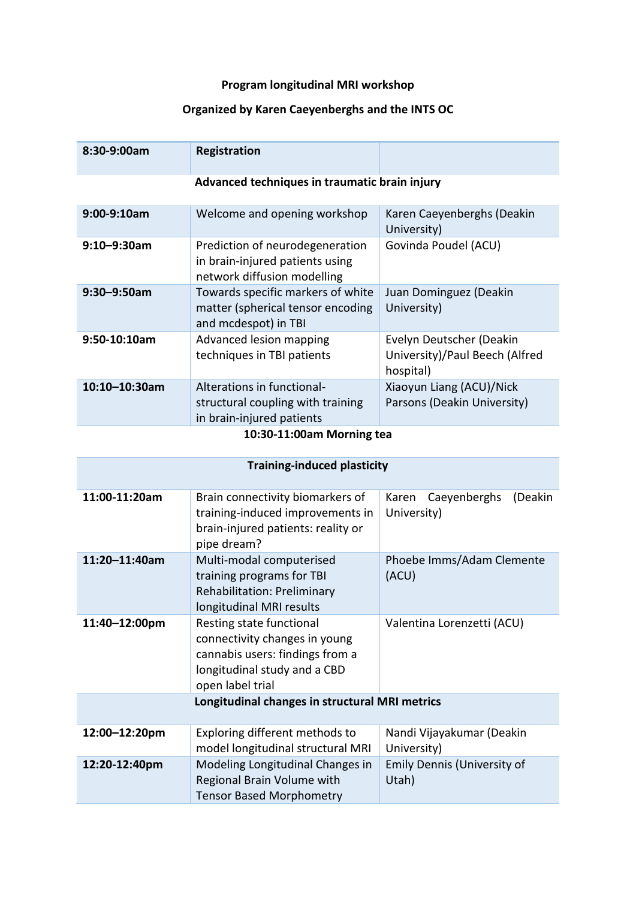**Program longitudinal MRI workshop**

**Organized by Karen Caeyenberghs and the INTS OC**

| **8:30-9:00am** | **Registration** | |
|---|---|---|
| | **Advanced techniques in traumatic brain injury** | |
| **9:00-9:10am** | Welcome and opening workshop | Karen Caeyenberghs (Deakin University) |
| **9:10–9:30am** | Prediction of neurodegeneration in brain-injured patients using network diffusion modelling | Govinda Poudel (ACU) |
| **9:30–9:50am** | Towards specific markers of white matter (spherical tensor encoding and mcdespot) in TBI | Juan Dominguez (Deakin University) |
| **9:50-10:10am** | Advanced lesion mapping techniques in TBI patients | Evelyn Deutscher (Deakin University)/Paul Beech (Alfred hospital) |
| **10:10–10:30am** | Alterations in functional-structural coupling with training in brain-injured patients | Xiaoyun Liang (ACU)/Nick Parsons (Deakin University) |
| | **10:30-11:00am Morning tea** | |
| | **Training-induced plasticity** | |
| **11:00-11:20am** | Brain connectivity biomarkers of training-induced improvements in brain-injured patients: reality or pipe dream? | Karen Caeyenberghs (Deakin University) |
| **11:20–11:40am** | Multi-modal computerised training programs for TBI Rehabilitation: Preliminary longitudinal MRI results | Phoebe Imms/Adam Clemente (ACU) |
| **11:40–12:00pm** | Resting state functional connectivity changes in young cannabis users: findings from a longitudinal study and a CBD open label trial | Valentina Lorenzetti (ACU) |
| | **Longitudinal changes in structural MRI metrics** | |
| **12:00–12:20pm** | Exploring different methods to model longitudinal structural MRI | Nandi Vijayakumar (Deakin University) |
| **12:20-12:40pm** | Modeling Longitudinal Changes in Regional Brain Volume with Tensor Based Morphometry | Emily Dennis (University of Utah) |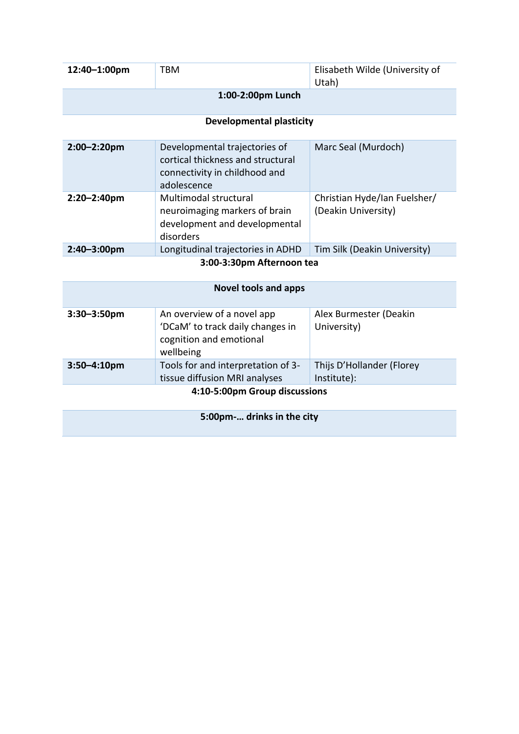| | | |
|---|---|---|
| **12:40–1:00pm** | TBM | Elisabeth Wilde (University of Utah) |

**1:00-2:00pm Lunch**

**Developmental plasticity**

| | | |
|---|---|---|
| **2:00–2:20pm** | Developmental trajectories of cortical thickness and structural connectivity in childhood and adolescence | Marc Seal (Murdoch) |
| **2:20–2:40pm** | Multimodal structural neuroimaging markers of brain development and developmental disorders | Christian Hyde/Ian Fuelsher/ (Deakin University) |
| **2:40–3:00pm** | Longitudinal trajectories in ADHD | Tim Silk (Deakin University) |

**3:00-3:30pm Afternoon tea**

**Novel tools and apps**

| | | |
|---|---|---|
| **3:30–3:50pm** | An overview of a novel app 'DCaM' to track daily changes in cognition and emotional wellbeing | Alex Burmester (Deakin University) |
| **3:50–4:10pm** | Tools for and interpretation of 3-tissue diffusion MRI analyses | Thijs D'Hollander (Florey Institute): |

**4:10-5:00pm Group discussions**

**5:00pm-… drinks in the city**